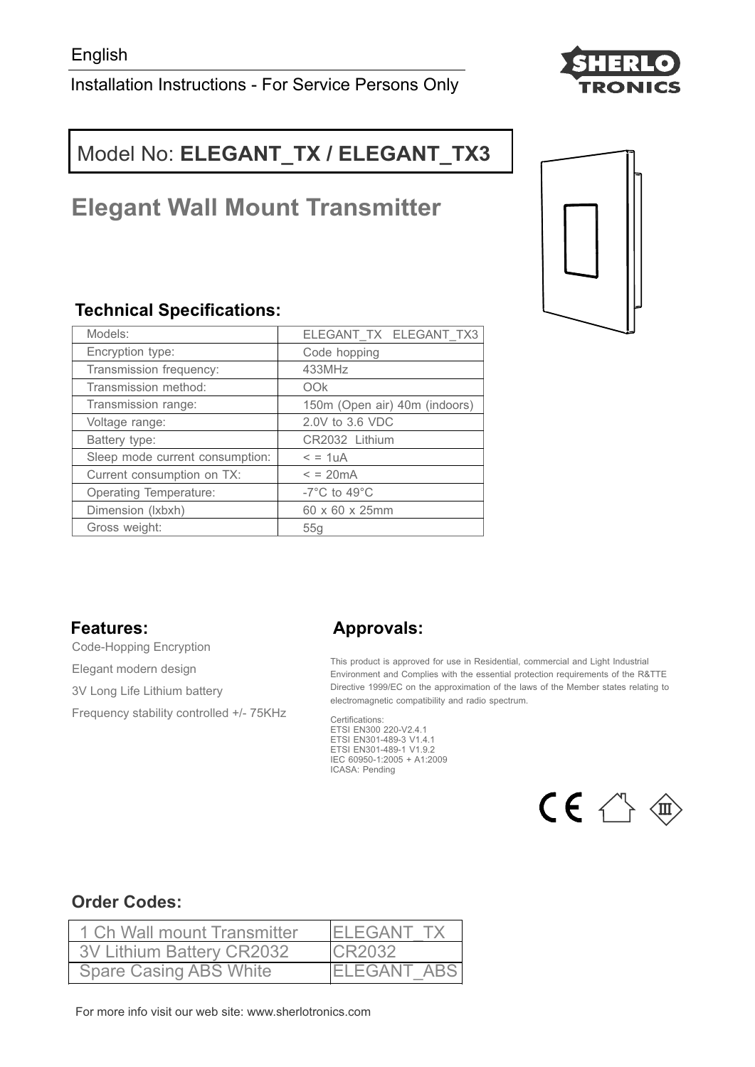English

Installation Instructions - For Service Persons Only

# Model No: **ELEGANT_TX / ELEGANT_TX3**

# Elegant Wall Mount Transmitter

## Technical Specifications:

| Models: | ELEGANT_TX ELEGANT_TX3 |
|---|---|
| Encryption type: | Code hopping |
| Transmission frequency: | 433MHz |
| Transmission method: | OOk |
| Transmission range: | 150m (Open air) 40m (indoors) |
| Voltage range: | 2.0V to 3.6 VDC |
| Battery type: | CR2032 Lithium |
| Sleep mode current consumption: | < = 1uA |
| Current consumption on TX: | < = 20mA |
| Operating Temperature: | -7°C to 49°C |
| Dimension (lxbxh) | 60 x 60 x 25mm |
| Gross weight: | 55g |

## Features:

Code-Hopping Encryption

Elegant modern design

3V Long Life Lithium battery

Frequency stability controlled +/- 75KHz

## Approvals:

This product is approved for use in Residential, commercial and Light Industrial Environment and Complies with the essential protection requirements of the R&TTE Directive 1999/EC on the approximation of the laws of the Member states relating to electromagnetic compatibility and radio spectrum.

Certifications:
ETSI EN300 220-V2.4.1
ETSI EN301-489-3 V1.4.1
ETSI EN301-489-1 V1.9.2
IEC 60950-1:2005 + A1:2009
ICASA: Pending

## Order Codes:

| 1 Ch Wall mount Transmitter | ELEGANT_TX |
|---|---|
| 3V Lithium Battery CR2032 | CR2032 |
| Spare Casing ABS White | ELEGANT_ABS |

For more info visit our web site: www.sherlotronics.com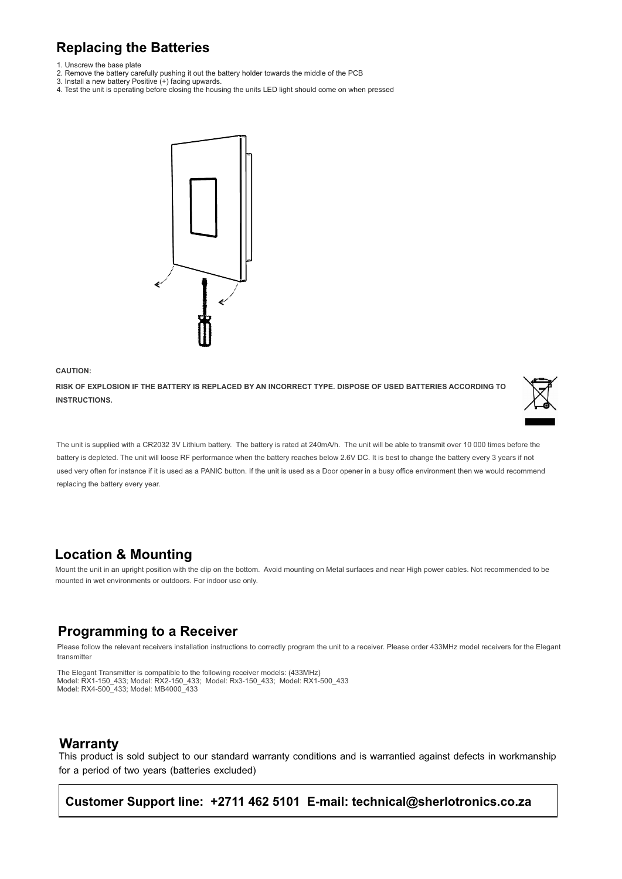## Replacing the Batteries

1. Unscrew the base plate
2. Remove the battery carefully pushing it out the battery holder towards the middle of the PCB
3. Install a new battery Positive (+) facing upwards.
4. Test the unit is operating before closing the housing the units LED light should come on when pressed

**CAUTION:**

**RISK OF EXPLOSION IF THE BATTERY IS REPLACED BY AN INCORRECT TYPE. DISPOSE OF USED BATTERIES ACCORDING TO INSTRUCTIONS.**

The unit is supplied with a CR2032 3V Lithium battery. The battery is rated at 240mA/h. The unit will be able to transmit over 10 000 times before the battery is depleted. The unit will loose RF performance when the battery reaches below 2.6V DC. It is best to change the battery every 3 years if not used very often for instance if it is used as a PANIC button. If the unit is used as a Door opener in a busy office environment then we would recommend replacing the battery every year.

## Location & Mounting

Mount the unit in an upright position with the clip on the bottom. Avoid mounting on Metal surfaces and near High power cables. Not recommended to be mounted in wet environments or outdoors. For indoor use only.

## Programming to a Receiver

Please follow the relevant receivers installation instructions to correctly program the unit to a receiver. Please order 433MHz model receivers for the Elegant transmitter

The Elegant Transmitter is compatible to the following receiver models: (433MHz)
Model: RX1-150_433; Model: RX2-150_433; Model: Rx3-150_433; Model: RX1-500_433
Model: RX4-500_433; Model: MB4000_433

## Warranty

This product is sold subject to our standard warranty conditions and is warrantied against defects in workmanship for a period of two years (batteries excluded)

**Customer Support line: +2711 462 5101 E-mail: technical@sherlotronics.co.za**